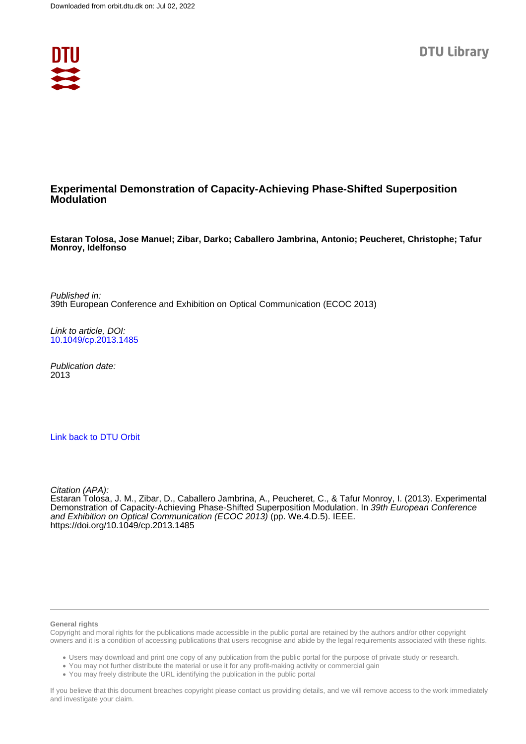Downloaded from orbit.dtu.dk on: Jul 02, 2022

DTU Library

# Experimental Demonstration of Capacity-Achieving Phase-Shifted Superposition Modulation

**Estaran Tolosa, Jose Manuel; Zibar, Darko; Caballero Jambrina, Antonio; Peucheret, Christophe; Tafur Monroy, Idelfonso**

*Published in:*
39th European Conference and Exhibition on Optical Communication (ECOC 2013)

*Link to article, DOI:*
[10.1049/cp.2013.1485](https://doi.org/10.1049/cp.2013.1485)

*Publication date:*
2013

[Link back to DTU Orbit](https://orbit.dtu.dk)

*Citation (APA):*
Estaran Tolosa, J. M., Zibar, D., Caballero Jambrina, A., Peucheret, C., & Tafur Monroy, I. (2013). Experimental Demonstration of Capacity-Achieving Phase-Shifted Superposition Modulation. In *39th European Conference and Exhibition on Optical Communication (ECOC 2013)* (pp. We.4.D.5). IEEE. https://doi.org/10.1049/cp.2013.1485

**General rights**

Copyright and moral rights for the publications made accessible in the public portal are retained by the authors and/or other copyright owners and it is a condition of accessing publications that users recognise and abide by the legal requirements associated with these rights.

- Users may download and print one copy of any publication from the public portal for the purpose of private study or research.
- You may not further distribute the material or use it for any profit-making activity or commercial gain
- You may freely distribute the URL identifying the publication in the public portal

If you believe that this document breaches copyright please contact us providing details, and we will remove access to the work immediately and investigate your claim.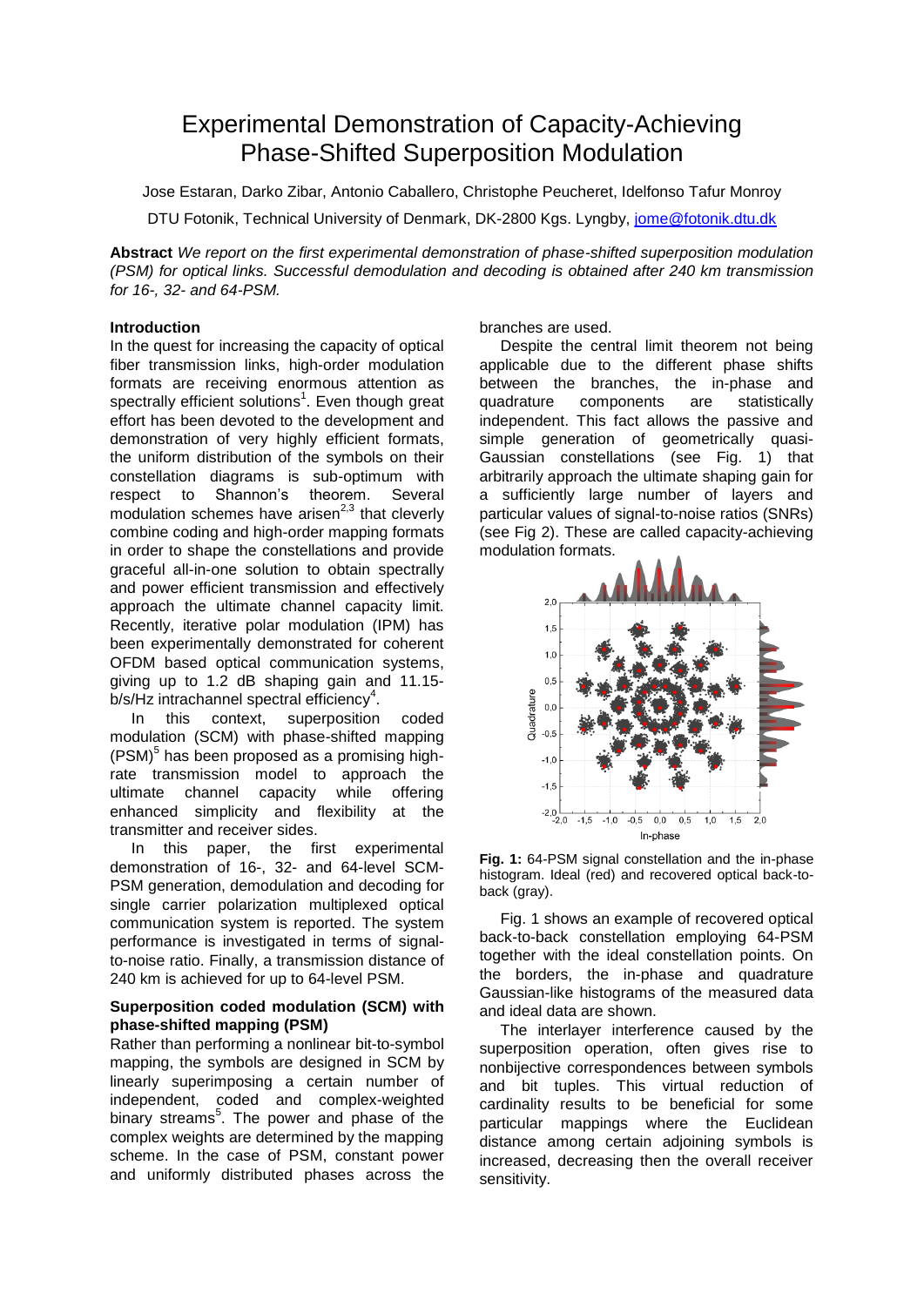# Experimental Demonstration of Capacity-Achieving Phase-Shifted Superposition Modulation

Jose Estaran, Darko Zibar, Antonio Caballero, Christophe Peucheret, Idelfonso Tafur Monroy

DTU Fotonik, Technical University of Denmark, DK-2800 Kgs. Lyngby, jome@fotonik.dtu.dk

**Abstract** *We report on the first experimental demonstration of phase-shifted superposition modulation (PSM) for optical links. Successful demodulation and decoding is obtained after 240 km transmission for 16-, 32- and 64-PSM.*

### Introduction

In the quest for increasing the capacity of optical fiber transmission links, high-order modulation formats are receiving enormous attention as spectrally efficient solutions[1]. Even though great effort has been devoted to the development and demonstration of very highly efficient formats, the uniform distribution of the symbols on their constellation diagrams is sub-optimum with respect to Shannon's theorem. Several modulation schemes have arisen[2,3] that cleverly combine coding and high-order mapping formats in order to shape the constellations and provide graceful all-in-one solution to obtain spectrally and power efficient transmission and effectively approach the ultimate channel capacity limit. Recently, iterative polar modulation (IPM) has been experimentally demonstrated for coherent OFDM based optical communication systems, giving up to 1.2 dB shaping gain and 11.15-b/s/Hz intrachannel spectral efficiency[4].

In this context, superposition coded modulation (SCM) with phase-shifted mapping (PSM)[5] has been proposed as a promising high-rate transmission model to approach the ultimate channel capacity while offering enhanced simplicity and flexibility at the transmitter and receiver sides.

In this paper, the first experimental demonstration of 16-, 32- and 64-level SCM-PSM generation, demodulation and decoding for single carrier polarization multiplexed optical communication system is reported. The system performance is investigated in terms of signal-to-noise ratio. Finally, a transmission distance of 240 km is achieved for up to 64-level PSM.

### Superposition coded modulation (SCM) with phase-shifted mapping (PSM)

Rather than performing a nonlinear bit-to-symbol mapping, the symbols are designed in SCM by linearly superimposing a certain number of independent, coded and complex-weighted binary streams[5]. The power and phase of the complex weights are determined by the mapping scheme. In the case of PSM, constant power and uniformly distributed phases across the branches are used.

Despite the central limit theorem not being applicable due to the different phase shifts between the branches, the in-phase and quadrature components are statistically independent. This fact allows the passive and simple generation of geometrically quasi-Gaussian constellations (see Fig. 1) that arbitrarily approach the ultimate shaping gain for a sufficiently large number of layers and particular values of signal-to-noise ratios (SNRs) (see Fig 2). These are called capacity-achieving modulation formats.

**Fig. 1:** 64-PSM signal constellation and the in-phase histogram. Ideal (red) and recovered optical back-to-back (gray).

Fig. 1 shows an example of recovered optical back-to-back constellation employing 64-PSM together with the ideal constellation points. On the borders, the in-phase and quadrature Gaussian-like histograms of the measured data and ideal data are shown.

The interlayer interference caused by the superposition operation, often gives rise to nonbijective correspondences between symbols and bit tuples. This virtual reduction of cardinality results to be beneficial for some particular mappings where the Euclidean distance among certain adjoining symbols is increased, decreasing then the overall receiver sensitivity.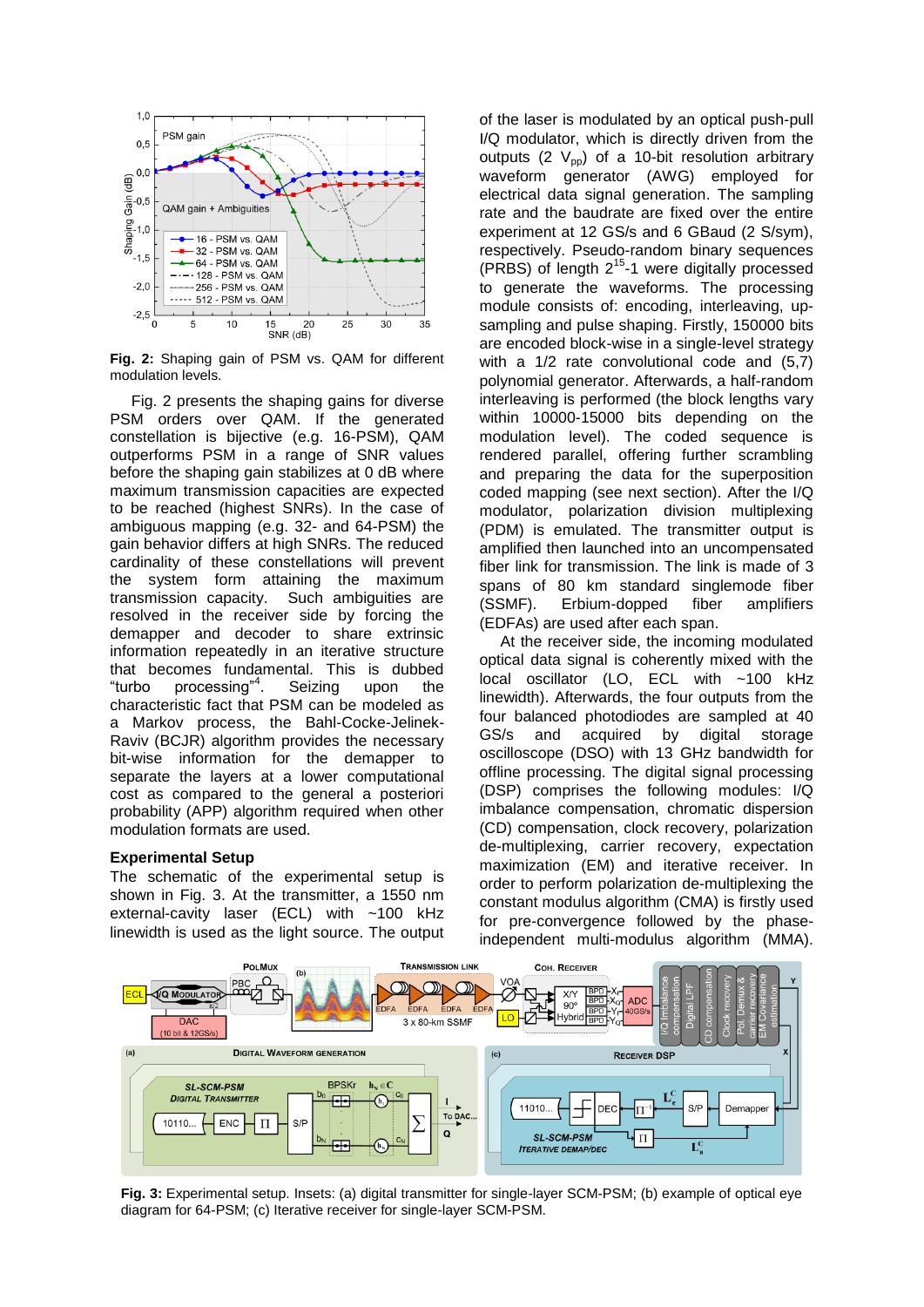**Fig. 2:** Shaping gain of PSM vs. QAM for different modulation levels.

Fig. 2 presents the shaping gains for diverse PSM orders over QAM. If the generated constellation is bijective (e.g. 16-PSM), QAM outperforms PSM in a range of SNR values before the shaping gain stabilizes at 0 dB where maximum transmission capacities are expected to be reached (highest SNRs). In the case of ambiguous mapping (e.g. 32- and 64-PSM) the gain behavior differs at high SNRs. The reduced cardinality of these constellations will prevent the system form attaining the maximum transmission capacity. Such ambiguities are resolved in the receiver side by forcing the demapper and decoder to share extrinsic information repeatedly in an iterative structure that becomes fundamental. This is dubbed "turbo processing"[4]. Seizing upon the characteristic fact that PSM can be modeled as a Markov process, the Bahl-Cocke-Jelinek-Raviv (BCJR) algorithm provides the necessary bit-wise information for the demapper to separate the layers at a lower computational cost as compared to the general a posteriori probability (APP) algorithm required when other modulation formats are used.

## Experimental Setup

The schematic of the experimental setup is shown in Fig. 3. At the transmitter, a 1550 nm external-cavity laser (ECL) with ~100 kHz linewidth is used as the light source. The output of the laser is modulated by an optical push-pull I/Q modulator, which is directly driven from the outputs (2 $V_{pp}$) of a 10-bit resolution arbitrary waveform generator (AWG) employed for electrical data signal generation. The sampling rate and the baudrate are fixed over the entire experiment at 12 GS/s and 6 GBaud (2 S/sym), respectively. Pseudo-random binary sequences (PRBS) of length $2^{15}$-1 were digitally processed to generate the waveforms. The processing module consists of: encoding, interleaving, up-sampling and pulse shaping. Firstly, 150000 bits are encoded block-wise in a single-level strategy with a 1/2 rate convolutional code and (5,7) polynomial generator. Afterwards, a half-random interleaving is performed (the block lengths vary within 10000-15000 bits depending on the modulation level). The coded sequence is rendered parallel, offering further scrambling and preparing the data for the superposition coded mapping (see next section). After the I/Q modulator, polarization division multiplexing (PDM) is emulated. The transmitter output is amplified then launched into an uncompensated fiber link for transmission. The link is made of 3 spans of 80 km standard singlemode fiber (SSMF). Erbium-dopped fiber amplifiers (EDFAs) are used after each span.

At the receiver side, the incoming modulated optical data signal is coherently mixed with the local oscillator (LO, ECL with ~100 kHz linewidth). Afterwards, the four outputs from the four balanced photodiodes are sampled at 40 GS/s and acquired by digital storage oscilloscope (DSO) with 13 GHz bandwidth for offline processing. The digital signal processing (DSP) comprises the following modules: I/Q imbalance compensation, chromatic dispersion (CD) compensation, clock recovery, polarization de-multiplexing, carrier recovery, expectation maximization (EM) and iterative receiver. In order to perform polarization de-multiplexing the constant modulus algorithm (CMA) is firstly used for pre-convergence followed by the phase-independent multi-modulus algorithm (MMA).

**Fig. 3:** Experimental setup. Insets: (a) digital transmitter for single-layer SCM-PSM; (b) example of optical eye diagram for 64-PSM; (c) Iterative receiver for single-layer SCM-PSM.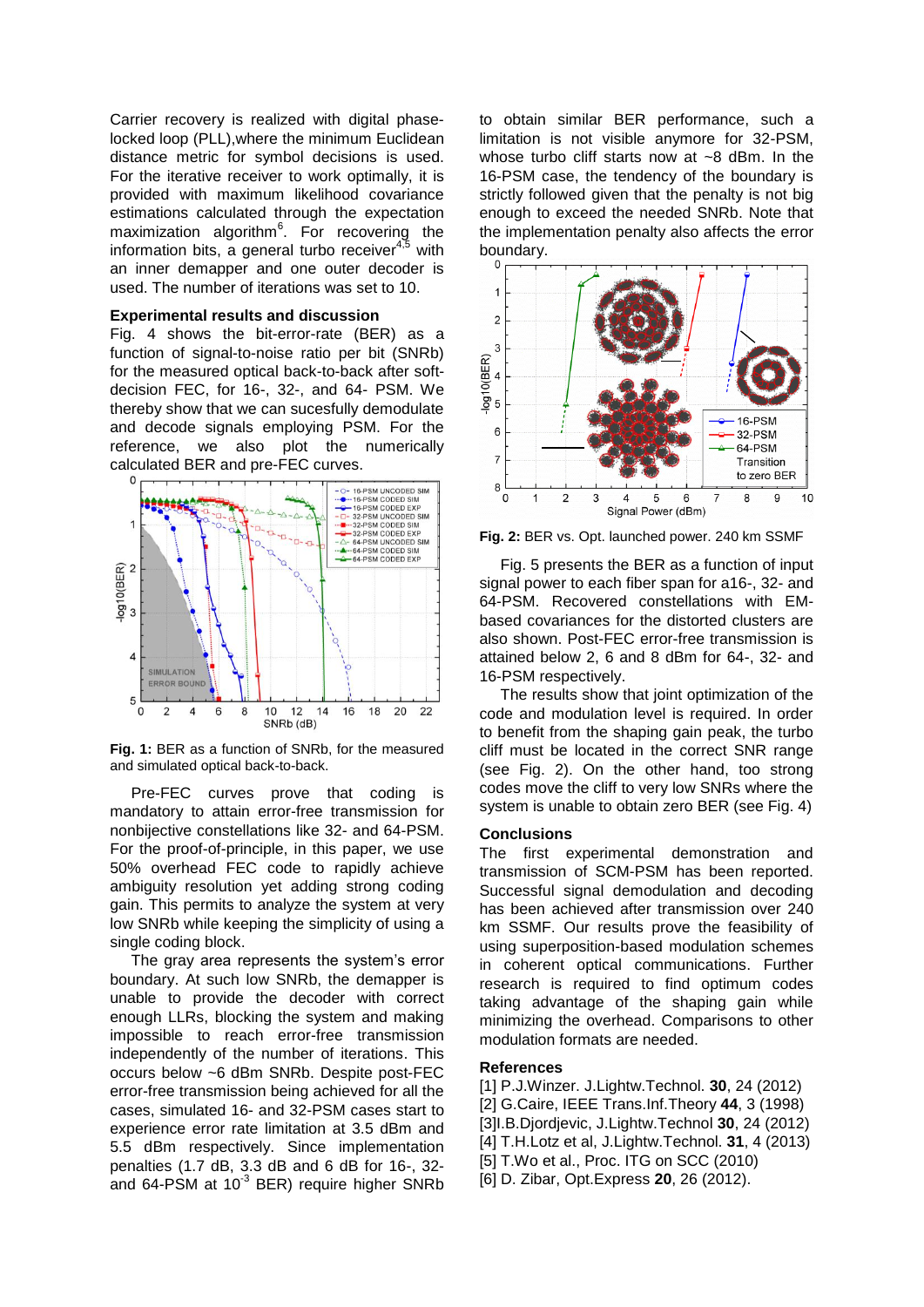Carrier recovery is realized with digital phase-locked loop (PLL),where the minimum Euclidean distance metric for symbol decisions is used. For the iterative receiver to work optimally, it is provided with maximum likelihood covariance estimations calculated through the expectation maximization algorithm[6]. For recovering the information bits, a general turbo receiver[4,5] with an inner demapper and one outer decoder is used. The number of iterations was set to 10.

**Experimental results and discussion**

Fig. 4 shows the bit-error-rate (BER) as a function of signal-to-noise ratio per bit (SNRb) for the measured optical back-to-back after soft-decision FEC, for 16-, 32-, and 64- PSM. We thereby show that we can sucesfully demodulate and decode signals employing PSM. For the reference, we also plot the numerically calculated BER and pre-FEC curves.

-log10(BER)

0
1
2
3
4
5

0 2 4 6 8 10 12 14 16 18 20 22

SNRb (dB)

16-PSM UNCODED SIM
16-PSM CODED SIM
16-PSM CODED EXP
32-PSM UNCODED SIM
32-PSM CODED SIM
32-PSM CODED EXP
64-PSM UNCODED SIM
64-PSM CODED SIM
64-PSM CODED EXP

SIMULATION ERROR BOUND

**Fig. 1:** BER as a function of SNRb, for the measured and simulated optical back-to-back.

Pre-FEC curves prove that coding is mandatory to attain error-free transmission for nonbijective constellations like 32- and 64-PSM. For the proof-of-principle, in this paper, we use 50% overhead FEC code to rapidly achieve ambiguity resolution yet adding strong coding gain. This permits to analyze the system at very low SNRb while keeping the simplicity of using a single coding block.

The gray area represents the system's error boundary. At such low SNRb, the demapper is unable to provide the decoder with correct enough LLRs, blocking the system and making impossible to reach error-free transmission independently of the number of iterations. This occurs below ~6 dBm SNRb. Despite post-FEC error-free transmission being achieved for all the cases, simulated 16- and 32-PSM cases start to experience error rate limitation at 3.5 dBm and 5.5 dBm respectively. Since implementation penalties (1.7 dB, 3.3 dB and 6 dB for 16-, 32- and 64-PSM at $10^{-3}$ BER) require higher SNRb to obtain similar BER performance, such a limitation is not visible anymore for 32-PSM, whose turbo cliff starts now at ~8 dBm. In the 16-PSM case, the tendency of the boundary is strictly followed given that the penalty is not big enough to exceed the needed SNRb. Note that the implementation penalty also affects the error boundary.

-log10(BER)

0
1
2
3
4
5
6
7
8

0 1 2 3 4 5 6 7 8 9 10

Signal Power (dBm)

16-PSM
32-PSM
64-PSM
Transition to zero BER

**Fig. 2:** BER vs. Opt. launched power. 240 km SSMF

Fig. 5 presents the BER as a function of input signal power to each fiber span for a16-, 32- and 64-PSM. Recovered constellations with EM-based covariances for the distorted clusters are also shown. Post-FEC error-free transmission is attained below 2, 6 and 8 dBm for 64-, 32- and 16-PSM respectively.

The results show that joint optimization of the code and modulation level is required. In order to benefit from the shaping gain peak, the turbo cliff must be located in the correct SNR range (see Fig. 2). On the other hand, too strong codes move the cliff to very low SNRs where the system is unable to obtain zero BER (see Fig. 4)

**Conclusions**

The first experimental demonstration and transmission of SCM-PSM has been reported. Successful signal demodulation and decoding has been achieved after transmission over 240 km SSMF. Our results prove the feasibility of using superposition-based modulation schemes in coherent optical communications. Further research is required to find optimum codes taking advantage of the shaping gain while minimizing the overhead. Comparisons to other modulation formats are needed.

**References**

[1] P.J.Winzer. J.Lightw.Technol. **30**, 24 (2012)
[2] G.Caire, IEEE Trans.Inf.Theory **44**, 3 (1998)
[3]I.B.Djordjevic, J.Lightw.Technol **30**, 24 (2012)
[4] T.H.Lotz et al, J.Lightw.Technol. **31**, 4 (2013)
[5] T.Wo et al., Proc. ITG on SCC (2010)
[6] D. Zibar, Opt.Express **20**, 26 (2012).